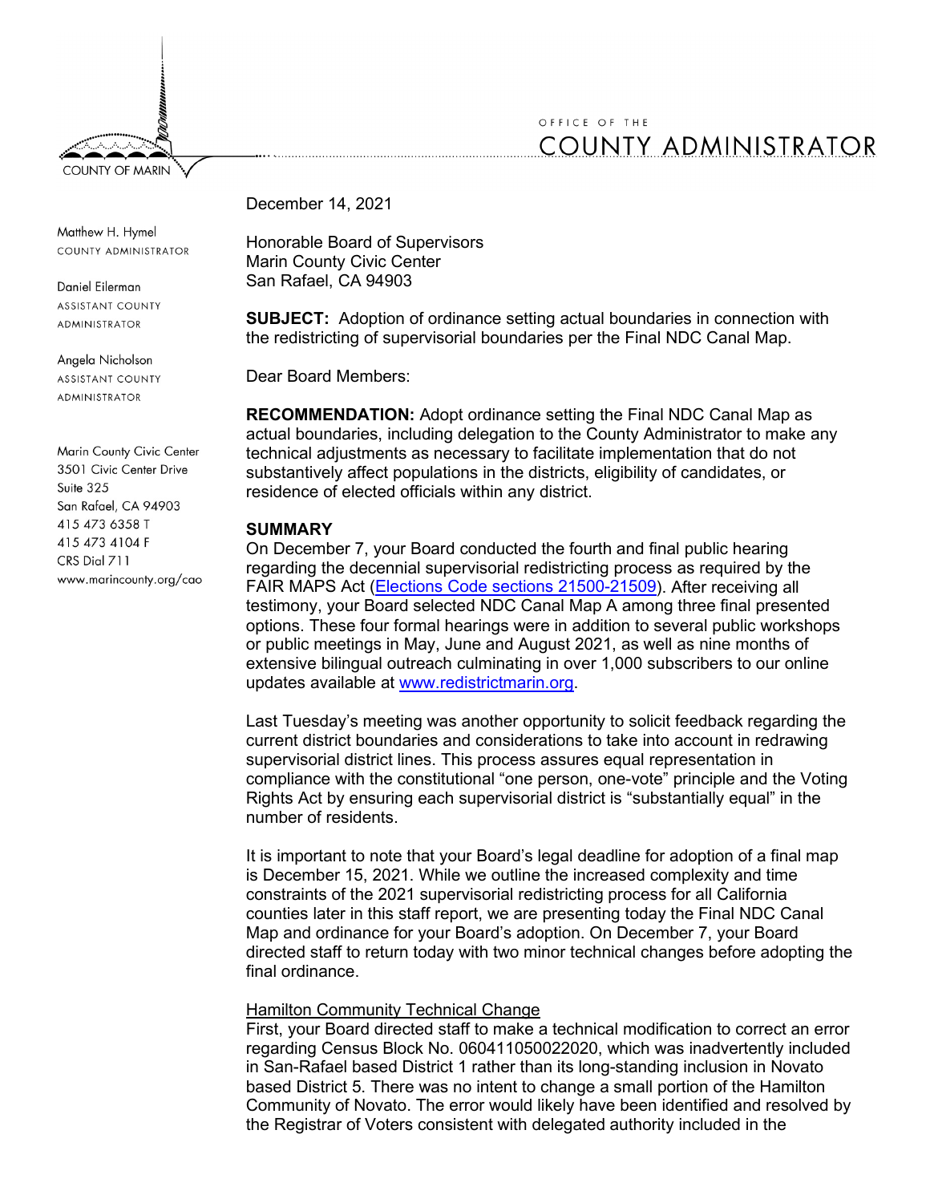COUNTY OF MARIN

OFFICE OF THE
COUNTY ADMINISTRATOR

Matthew H. Hymel
COUNTY ADMINISTRATOR

Daniel Eilerman
ASSISTANT COUNTY ADMINISTRATOR

Angela Nicholson
ASSISTANT COUNTY ADMINISTRATOR

Marin County Civic Center
3501 Civic Center Drive
Suite 325
San Rafael, CA 94903
415 473 6358 T
415 473 4104 F
CRS Dial 711
www.marincounty.org/cao

December 14, 2021

Honorable Board of Supervisors
Marin County Civic Center
San Rafael, CA 94903

**SUBJECT:** Adoption of ordinance setting actual boundaries in connection with the redistricting of supervisorial boundaries per the Final NDC Canal Map.

Dear Board Members:

**RECOMMENDATION:** Adopt ordinance setting the Final NDC Canal Map as actual boundaries, including delegation to the County Administrator to make any technical adjustments as necessary to facilitate implementation that do not substantively affect populations in the districts, eligibility of candidates, or residence of elected officials within any district.

**SUMMARY**

On December 7, your Board conducted the fourth and final public hearing regarding the decennial supervisorial redistricting process as required by the FAIR MAPS Act (Elections Code sections 21500-21509). After receiving all testimony, your Board selected NDC Canal Map A among three final presented options. These four formal hearings were in addition to several public workshops or public meetings in May, June and August 2021, as well as nine months of extensive bilingual outreach culminating in over 1,000 subscribers to our online updates available at www.redistrictmarin.org.

Last Tuesday's meeting was another opportunity to solicit feedback regarding the current district boundaries and considerations to take into account in redrawing supervisorial district lines. This process assures equal representation in compliance with the constitutional "one person, one-vote" principle and the Voting Rights Act by ensuring each supervisorial district is "substantially equal" in the number of residents.

It is important to note that your Board's legal deadline for adoption of a final map is December 15, 2021. While we outline the increased complexity and time constraints of the 2021 supervisorial redistricting process for all California counties later in this staff report, we are presenting today the Final NDC Canal Map and ordinance for your Board's adoption. On December 7, your Board directed staff to return today with two minor technical changes before adopting the final ordinance.

<u>Hamilton Community Technical Change</u>

First, your Board directed staff to make a technical modification to correct an error regarding Census Block No. 060411050022020, which was inadvertently included in San-Rafael based District 1 rather than its long-standing inclusion in Novato based District 5. There was no intent to change a small portion of the Hamilton Community of Novato. The error would likely have been identified and resolved by the Registrar of Voters consistent with delegated authority included in the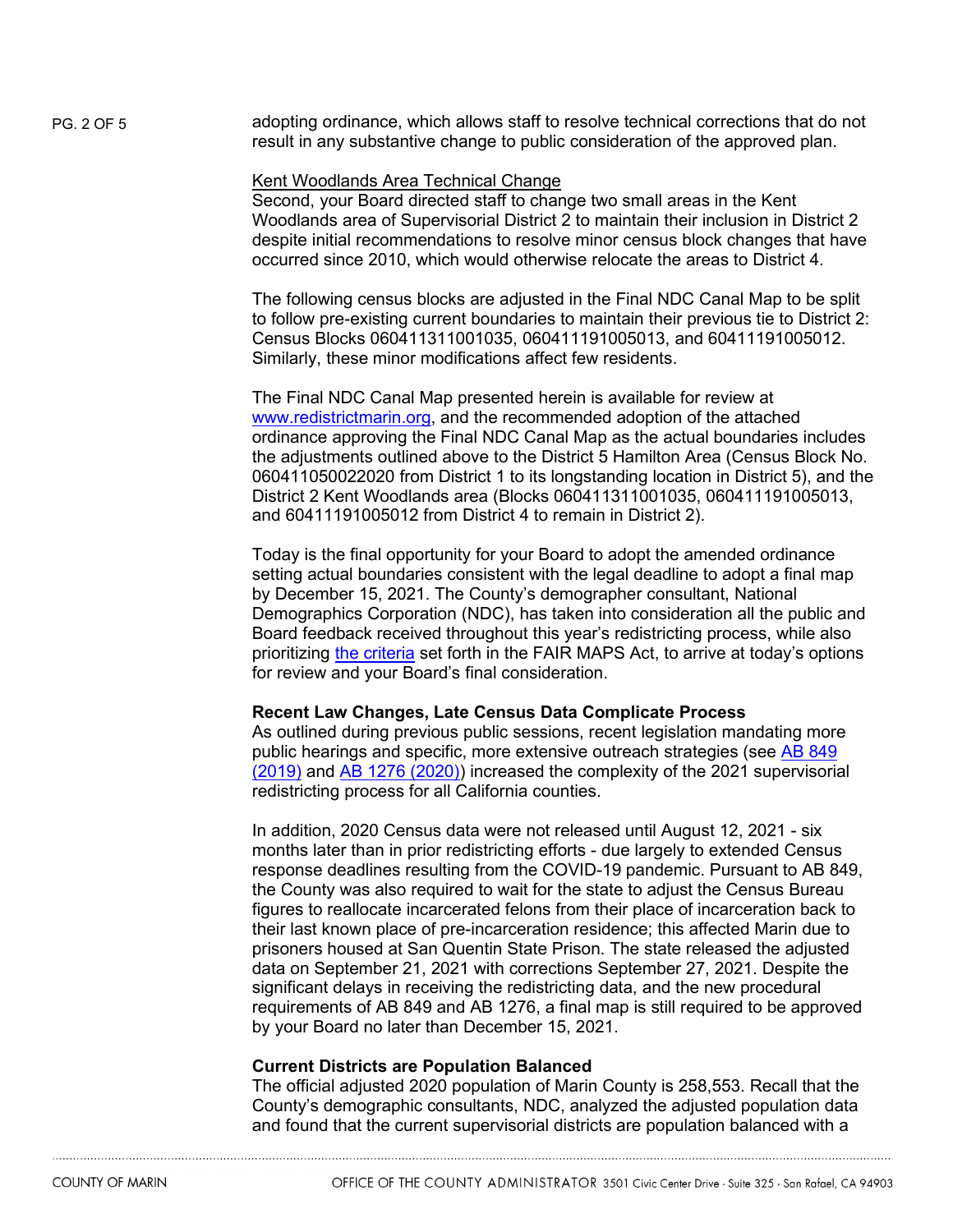adopting ordinance, which allows staff to resolve technical corrections that do not result in any substantive change to public consideration of the approved plan.

<u>Kent Woodlands Area Technical Change</u>
Second, your Board directed staff to change two small areas in the Kent Woodlands area of Supervisorial District 2 to maintain their inclusion in District 2 despite initial recommendations to resolve minor census block changes that have occurred since 2010, which would otherwise relocate the areas to District 4.

The following census blocks are adjusted in the Final NDC Canal Map to be split to follow pre-existing current boundaries to maintain their previous tie to District 2: Census Blocks 060411311001035, 060411191005013, and 60411191005012. Similarly, these minor modifications affect few residents.

The Final NDC Canal Map presented herein is available for review at [www.redistrictmarin.org](www.redistrictmarin.org), and the recommended adoption of the attached ordinance approving the Final NDC Canal Map as the actual boundaries includes the adjustments outlined above to the District 5 Hamilton Area (Census Block No. 060411050022020 from District 1 to its longstanding location in District 5), and the District 2 Kent Woodlands area (Blocks 060411311001035, 060411191005013, and 60411191005012 from District 4 to remain in District 2).

Today is the final opportunity for your Board to adopt the amended ordinance setting actual boundaries consistent with the legal deadline to adopt a final map by December 15, 2021. The County's demographer consultant, National Demographics Corporation (NDC), has taken into consideration all the public and Board feedback received throughout this year's redistricting process, while also prioritizing the criteria set forth in the FAIR MAPS Act, to arrive at today's options for review and your Board's final consideration.

**Recent Law Changes, Late Census Data Complicate Process**
As outlined during previous public sessions, recent legislation mandating more public hearings and specific, more extensive outreach strategies (see AB 849 (2019) and AB 1276 (2020)) increased the complexity of the 2021 supervisorial redistricting process for all California counties.

In addition, 2020 Census data were not released until August 12, 2021 - six months later than in prior redistricting efforts - due largely to extended Census response deadlines resulting from the COVID-19 pandemic. Pursuant to AB 849, the County was also required to wait for the state to adjust the Census Bureau figures to reallocate incarcerated felons from their place of incarceration back to their last known place of pre-incarceration residence; this affected Marin due to prisoners housed at San Quentin State Prison. The state released the adjusted data on September 21, 2021 with corrections September 27, 2021. Despite the significant delays in receiving the redistricting data, and the new procedural requirements of AB 849 and AB 1276, a final map is still required to be approved by your Board no later than December 15, 2021.

**Current Districts are Population Balanced**
The official adjusted 2020 population of Marin County is 258,553. Recall that the County's demographic consultants, NDC, analyzed the adjusted population data and found that the current supervisorial districts are population balanced with a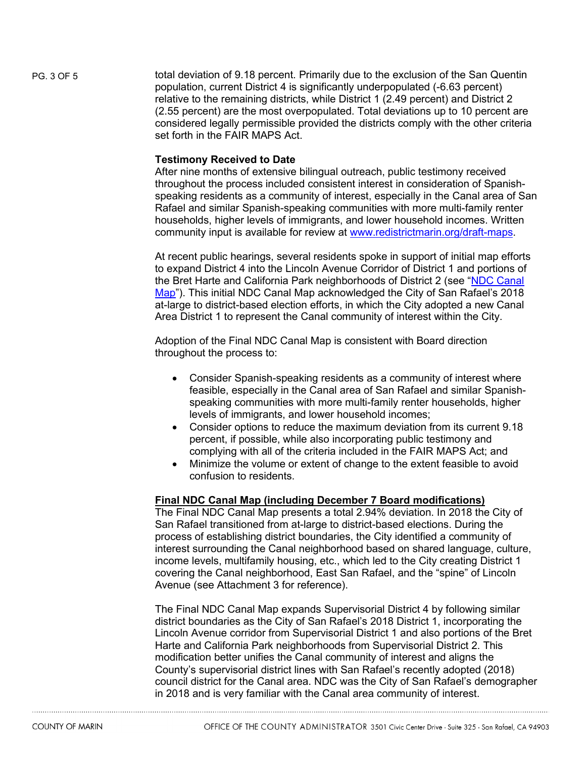total deviation of 9.18 percent. Primarily due to the exclusion of the San Quentin population, current District 4 is significantly underpopulated (-6.63 percent) relative to the remaining districts, while District 1 (2.49 percent) and District 2 (2.55 percent) are the most overpopulated. Total deviations up to 10 percent are considered legally permissible provided the districts comply with the other criteria set forth in the FAIR MAPS Act.

**Testimony Received to Date**

After nine months of extensive bilingual outreach, public testimony received throughout the process included consistent interest in consideration of Spanish-speaking residents as a community of interest, especially in the Canal area of San Rafael and similar Spanish-speaking communities with more multi-family renter households, higher levels of immigrants, and lower household incomes. Written community input is available for review at [www.redistrictmarin.org/draft-maps](www.redistrictmarin.org/draft-maps).

At recent public hearings, several residents spoke in support of initial map efforts to expand District 4 into the Lincoln Avenue Corridor of District 1 and portions of the Bret Harte and California Park neighborhoods of District 2 (see "NDC Canal Map"). This initial NDC Canal Map acknowledged the City of San Rafael's 2018 at-large to district-based election efforts, in which the City adopted a new Canal Area District 1 to represent the Canal community of interest within the City.

Adoption of the Final NDC Canal Map is consistent with Board direction throughout the process to:

- Consider Spanish-speaking residents as a community of interest where feasible, especially in the Canal area of San Rafael and similar Spanish-speaking communities with more multi-family renter households, higher levels of immigrants, and lower household incomes;
- Consider options to reduce the maximum deviation from its current 9.18 percent, if possible, while also incorporating public testimony and complying with all of the criteria included in the FAIR MAPS Act; and
- Minimize the volume or extent of change to the extent feasible to avoid confusion to residents.

**Final NDC Canal Map (including December 7 Board modifications)**

The Final NDC Canal Map presents a total 2.94% deviation. In 2018 the City of San Rafael transitioned from at-large to district-based elections. During the process of establishing district boundaries, the City identified a community of interest surrounding the Canal neighborhood based on shared language, culture, income levels, multifamily housing, etc., which led to the City creating District 1 covering the Canal neighborhood, East San Rafael, and the "spine" of Lincoln Avenue (see Attachment 3 for reference).

The Final NDC Canal Map expands Supervisorial District 4 by following similar district boundaries as the City of San Rafael's 2018 District 1, incorporating the Lincoln Avenue corridor from Supervisorial District 1 and also portions of the Bret Harte and California Park neighborhoods from Supervisorial District 2. This modification better unifies the Canal community of interest and aligns the County's supervisorial district lines with San Rafael's recently adopted (2018) council district for the Canal area. NDC was the City of San Rafael's demographer in 2018 and is very familiar with the Canal area community of interest.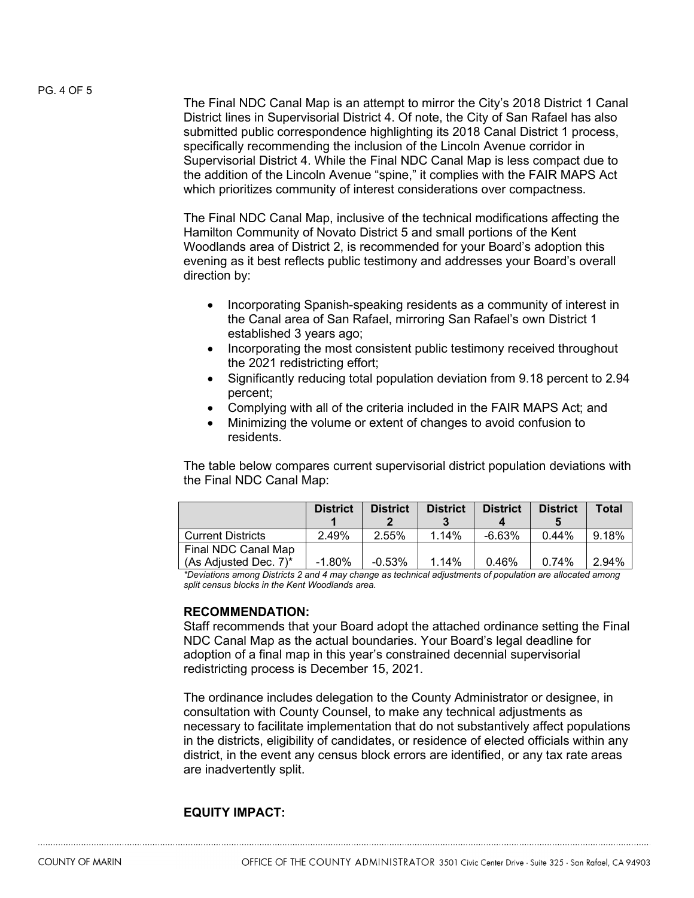The Final NDC Canal Map is an attempt to mirror the City's 2018 District 1 Canal District lines in Supervisorial District 4. Of note, the City of San Rafael has also submitted public correspondence highlighting its 2018 Canal District 1 process, specifically recommending the inclusion of the Lincoln Avenue corridor in Supervisorial District 4. While the Final NDC Canal Map is less compact due to the addition of the Lincoln Avenue "spine," it complies with the FAIR MAPS Act which prioritizes community of interest considerations over compactness.

The Final NDC Canal Map, inclusive of the technical modifications affecting the Hamilton Community of Novato District 5 and small portions of the Kent Woodlands area of District 2, is recommended for your Board's adoption this evening as it best reflects public testimony and addresses your Board's overall direction by:

- Incorporating Spanish-speaking residents as a community of interest in the Canal area of San Rafael, mirroring San Rafael's own District 1 established 3 years ago;
- Incorporating the most consistent public testimony received throughout the 2021 redistricting effort;
- Significantly reducing total population deviation from 9.18 percent to 2.94 percent;
- Complying with all of the criteria included in the FAIR MAPS Act; and
- Minimizing the volume or extent of changes to avoid confusion to residents.

The table below compares current supervisorial district population deviations with the Final NDC Canal Map:

| | District 1 | District 2 | District 3 | District 4 | District 5 | Total |
|---|---|---|---|---|---|---|
| Current Districts | 2.49% | 2.55% | 1.14% | -6.63% | 0.44% | 9.18% |
| Final NDC Canal Map (As Adjusted Dec. 7)* | -1.80% | -0.53% | 1.14% | 0.46% | 0.74% | 2.94% |

*\*Deviations among Districts 2 and 4 may change as technical adjustments of population are allocated among split census blocks in the Kent Woodlands area.*

**RECOMMENDATION:**

Staff recommends that your Board adopt the attached ordinance setting the Final NDC Canal Map as the actual boundaries. Your Board's legal deadline for adoption of a final map in this year's constrained decennial supervisorial redistricting process is December 15, 2021.

The ordinance includes delegation to the County Administrator or designee, in consultation with County Counsel, to make any technical adjustments as necessary to facilitate implementation that do not substantively affect populations in the districts, eligibility of candidates, or residence of elected officials within any district, in the event any census block errors are identified, or any tax rate areas are inadvertently split.

**EQUITY IMPACT:**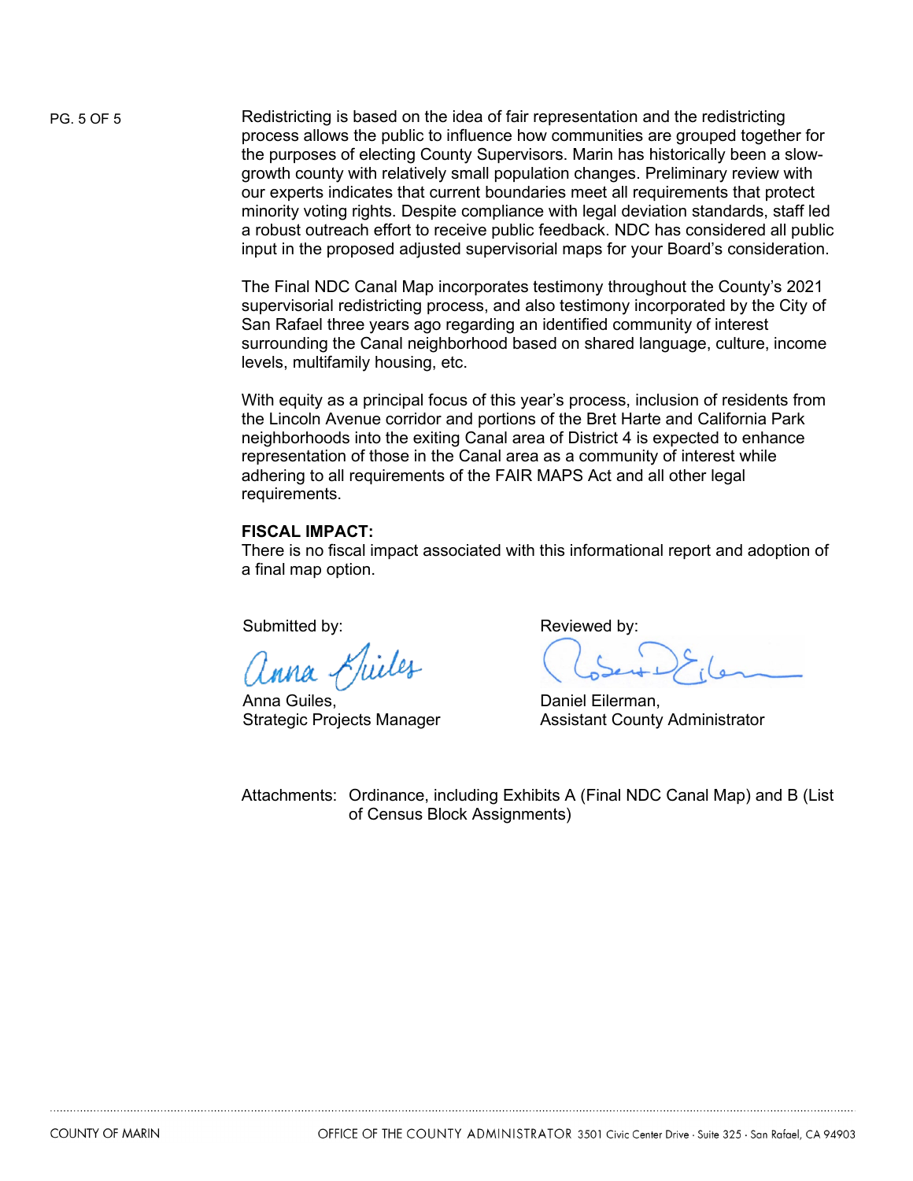Redistricting is based on the idea of fair representation and the redistricting process allows the public to influence how communities are grouped together for the purposes of electing County Supervisors. Marin has historically been a slow-growth county with relatively small population changes. Preliminary review with our experts indicates that current boundaries meet all requirements that protect minority voting rights. Despite compliance with legal deviation standards, staff led a robust outreach effort to receive public feedback. NDC has considered all public input in the proposed adjusted supervisorial maps for your Board's consideration.

The Final NDC Canal Map incorporates testimony throughout the County's 2021 supervisorial redistricting process, and also testimony incorporated by the City of San Rafael three years ago regarding an identified community of interest surrounding the Canal neighborhood based on shared language, culture, income levels, multifamily housing, etc.

With equity as a principal focus of this year's process, inclusion of residents from the Lincoln Avenue corridor and portions of the Bret Harte and California Park neighborhoods into the exiting Canal area of District 4 is expected to enhance representation of those in the Canal area as a community of interest while adhering to all requirements of the FAIR MAPS Act and all other legal requirements.

**FISCAL IMPACT:**
There is no fiscal impact associated with this informational report and adoption of a final map option.

Submitted by:

Anna Guiles,
Strategic Projects Manager

Reviewed by:

Daniel Eilerman,
Assistant County Administrator

Attachments: Ordinance, including Exhibits A (Final NDC Canal Map) and B (List of Census Block Assignments)